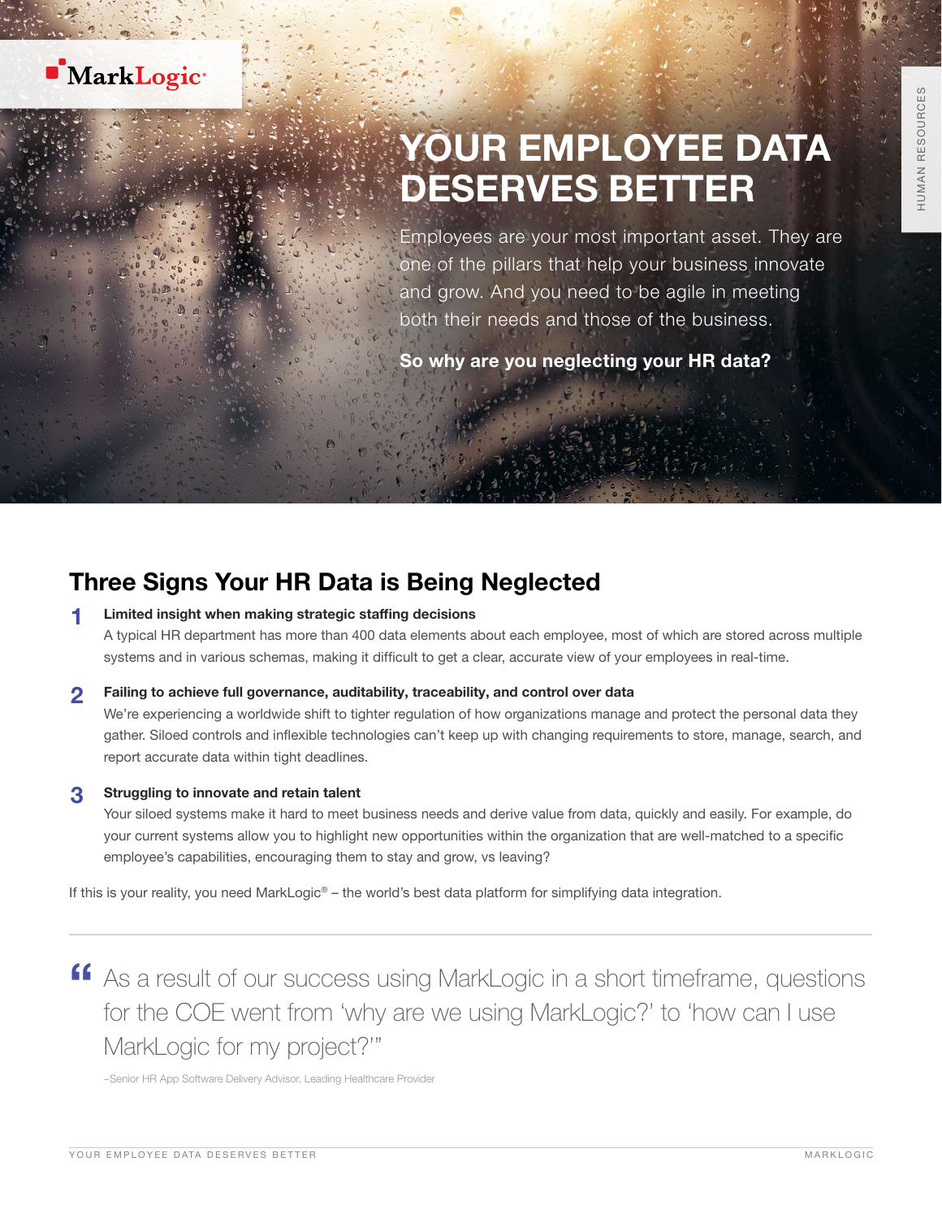MarkLogic®

HUMAN RESOURCES

# YOUR EMPLOYEE DATA DESERVES BETTER

Employees are your most important asset. They are one of the pillars that help your business innovate and grow. And you need to be agile in meeting both their needs and those of the business.

**So why are you neglecting your HR data?**

## Three Signs Your HR Data is Being Neglected

1. **Limited insight when making strategic staffing decisions**
   A typical HR department has more than 400 data elements about each employee, most of which are stored across multiple systems and in various schemas, making it difficult to get a clear, accurate view of your employees in real-time.

2. **Failing to achieve full governance, auditability, traceability, and control over data**
   We're experiencing a worldwide shift to tighter regulation of how organizations manage and protect the personal data they gather. Siloed controls and inflexible technologies can't keep up with changing requirements to store, manage, search, and report accurate data within tight deadlines.

3. **Struggling to innovate and retain talent**
   Your siloed systems make it hard to meet business needs and derive value from data, quickly and easily. For example, do your current systems allow you to highlight new opportunities within the organization that are well-matched to a specific employee's capabilities, encouraging them to stay and grow, vs leaving?

If this is your reality, you need MarkLogic® – the world's best data platform for simplifying data integration.

> "As a result of our success using MarkLogic in a short timeframe, questions for the COE went from 'why are we using MarkLogic?' to 'how can I use MarkLogic for my project?'"
>
> –Senior HR App Software Delivery Advisor, Leading Healthcare Provider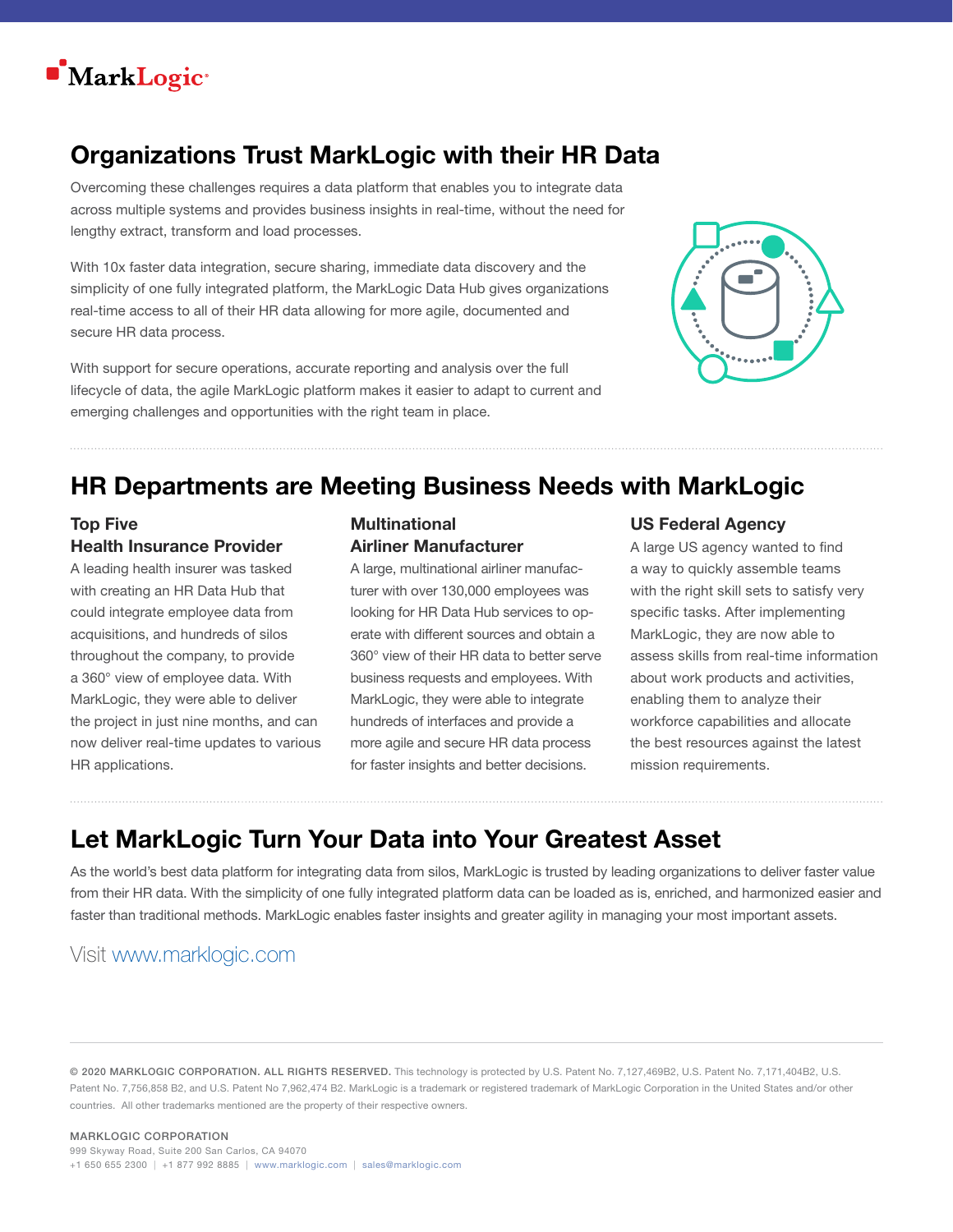MarkLogic

## Organizations Trust MarkLogic with their HR Data

Overcoming these challenges requires a data platform that enables you to integrate data across multiple systems and provides business insights in real-time, without the need for lengthy extract, transform and load processes.

With 10x faster data integration, secure sharing, immediate data discovery and the simplicity of one fully integrated platform, the MarkLogic Data Hub gives organizations real-time access to all of their HR data allowing for more agile, documented and secure HR data process.

With support for secure operations, accurate reporting and analysis over the full lifecycle of data, the agile MarkLogic platform makes it easier to adapt to current and emerging challenges and opportunities with the right team in place.

## HR Departments are Meeting Business Needs with MarkLogic

### Top Five Health Insurance Provider

A leading health insurer was tasked with creating an HR Data Hub that could integrate employee data from acquisitions, and hundreds of silos throughout the company, to provide a 360° view of employee data. With MarkLogic, they were able to deliver the project in just nine months, and can now deliver real-time updates to various HR applications.

### Multinational Airliner Manufacturer

A large, multinational airliner manufacturer with over 130,000 employees was looking for HR Data Hub services to operate with different sources and obtain a 360° view of their HR data to better serve business requests and employees. With MarkLogic, they were able to integrate hundreds of interfaces and provide a more agile and secure HR data process for faster insights and better decisions.

### US Federal Agency

A large US agency wanted to find a way to quickly assemble teams with the right skill sets to satisfy very specific tasks. After implementing MarkLogic, they are now able to assess skills from real-time information about work products and activities, enabling them to analyze their workforce capabilities and allocate the best resources against the latest mission requirements.

## Let MarkLogic Turn Your Data into Your Greatest Asset

As the world's best data platform for integrating data from silos, MarkLogic is trusted by leading organizations to deliver faster value from their HR data. With the simplicity of one fully integrated platform data can be loaded as is, enriched, and harmonized easier and faster than traditional methods. MarkLogic enables faster insights and greater agility in managing your most important assets.

Visit www.marklogic.com

**© 2020 MARKLOGIC CORPORATION. ALL RIGHTS RESERVED.** This technology is protected by U.S. Patent No. 7,127,469B2, U.S. Patent No. 7,171,404B2, U.S. Patent No. 7,756,858 B2, and U.S. Patent No 7,962,474 B2. MarkLogic is a trademark or registered trademark of MarkLogic Corporation in the United States and/or other countries. All other trademarks mentioned are the property of their respective owners.

MARKLOGIC CORPORATION
999 Skyway Road, Suite 200 San Carlos, CA 94070
+1 650 655 2300 | +1 877 992 8885 | www.marklogic.com | sales@marklogic.com